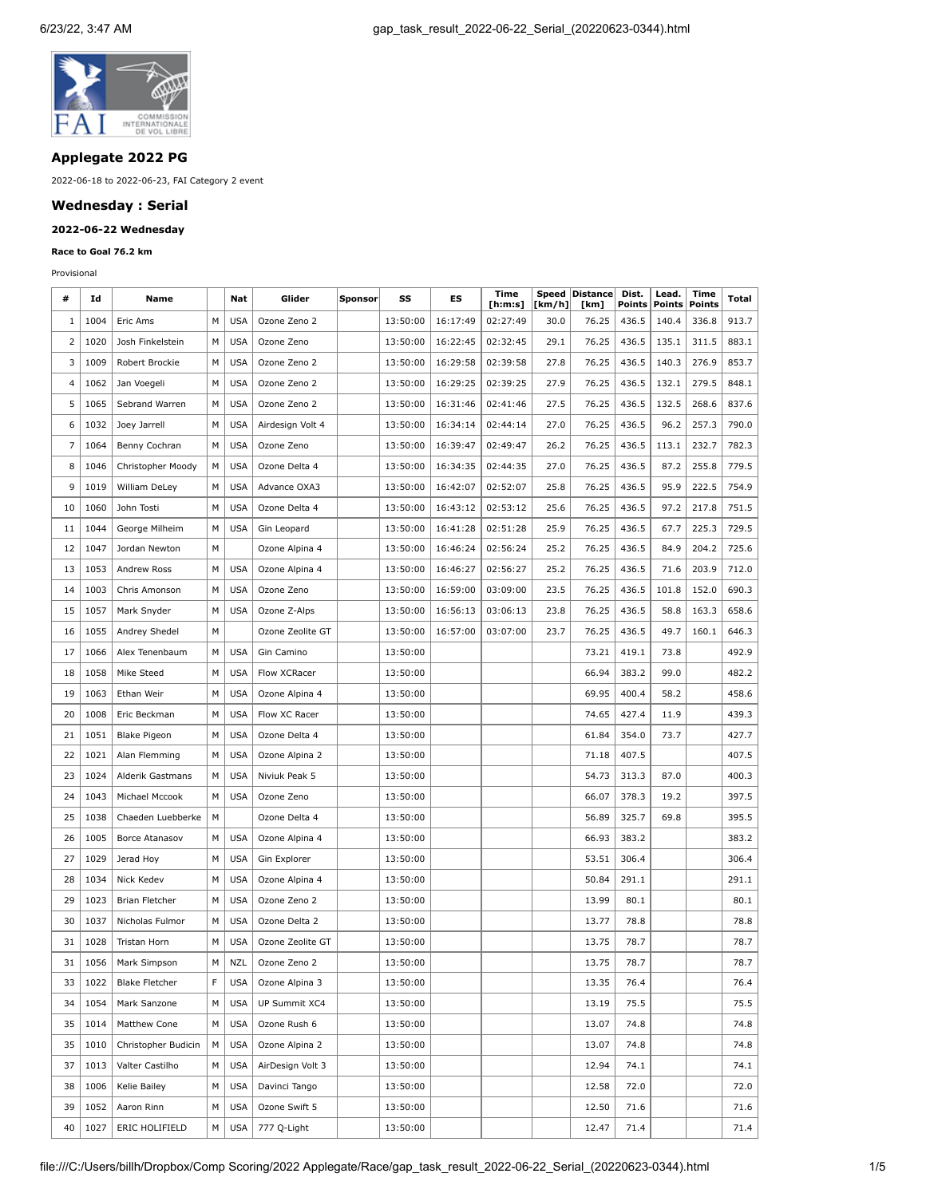## Applegate 2022 PG

2022-06-18 to 2022-06-23, FAI Category 2 event

## Wednesday : Serial

### 2022-06-22 Wednesday

**Race to Goal 76.2 km**

Provisional

| # | Id | Name | | Nat | Glider | Sponsor | SS | ES | Time [h:m:s] | Speed [km/h] | Distance [km] | Dist. Points | Lead. Points | Time Points | Total |
|---|---|---|---|---|---|---|---|---|---|---|---|---|---|---|---|
| 1 | 1004 | Eric Ams | M | USA | Ozone Zeno 2 | | 13:50:00 | 16:17:49 | 02:27:49 | 30.0 | 76.25 | 436.5 | 140.4 | 336.8 | 913.7 |
| 2 | 1020 | Josh Finkelstein | M | USA | Ozone Zeno | | 13:50:00 | 16:22:45 | 02:32:45 | 29.1 | 76.25 | 436.5 | 135.1 | 311.5 | 883.1 |
| 3 | 1009 | Robert Brockie | M | USA | Ozone Zeno 2 | | 13:50:00 | 16:29:58 | 02:39:58 | 27.8 | 76.25 | 436.5 | 140.3 | 276.9 | 853.7 |
| 4 | 1062 | Jan Voegeli | M | USA | Ozone Zeno 2 | | 13:50:00 | 16:29:25 | 02:39:25 | 27.9 | 76.25 | 436.5 | 132.1 | 279.5 | 848.1 |
| 5 | 1065 | Sebrand Warren | M | USA | Ozone Zeno 2 | | 13:50:00 | 16:31:46 | 02:41:46 | 27.5 | 76.25 | 436.5 | 132.5 | 268.6 | 837.6 |
| 6 | 1032 | Joey Jarrell | M | USA | Airdesign Volt 4 | | 13:50:00 | 16:34:14 | 02:44:14 | 27.0 | 76.25 | 436.5 | 96.2 | 257.3 | 790.0 |
| 7 | 1064 | Benny Cochran | M | USA | Ozone Zeno | | 13:50:00 | 16:39:47 | 02:49:47 | 26.2 | 76.25 | 436.5 | 113.1 | 232.7 | 782.3 |
| 8 | 1046 | Christopher Moody | M | USA | Ozone Delta 4 | | 13:50:00 | 16:34:35 | 02:44:35 | 27.0 | 76.25 | 436.5 | 87.2 | 255.8 | 779.5 |
| 9 | 1019 | William DeLey | M | USA | Advance OXA3 | | 13:50:00 | 16:42:07 | 02:52:07 | 25.8 | 76.25 | 436.5 | 95.9 | 222.5 | 754.9 |
| 10 | 1060 | John Tosti | M | USA | Ozone Delta 4 | | 13:50:00 | 16:43:12 | 02:53:12 | 25.6 | 76.25 | 436.5 | 97.2 | 217.8 | 751.5 |
| 11 | 1044 | George Milheim | M | USA | Gin Leopard | | 13:50:00 | 16:41:28 | 02:51:28 | 25.9 | 76.25 | 436.5 | 67.7 | 225.3 | 729.5 |
| 12 | 1047 | Jordan Newton | M | | Ozone Alpina 4 | | 13:50:00 | 16:46:24 | 02:56:24 | 25.2 | 76.25 | 436.5 | 84.9 | 204.2 | 725.6 |
| 13 | 1053 | Andrew Ross | M | USA | Ozone Alpina 4 | | 13:50:00 | 16:46:27 | 02:56:27 | 25.2 | 76.25 | 436.5 | 71.6 | 203.9 | 712.0 |
| 14 | 1003 | Chris Amonson | M | USA | Ozone Zeno | | 13:50:00 | 16:59:00 | 03:09:00 | 23.5 | 76.25 | 436.5 | 101.8 | 152.0 | 690.3 |
| 15 | 1057 | Mark Snyder | M | USA | Ozone Z-Alps | | 13:50:00 | 16:56:13 | 03:06:13 | 23.8 | 76.25 | 436.5 | 58.8 | 163.3 | 658.6 |
| 16 | 1055 | Andrey Shedel | M | | Ozone Zeolite GT | | 13:50:00 | 16:57:00 | 03:07:00 | 23.7 | 76.25 | 436.5 | 49.7 | 160.1 | 646.3 |
| 17 | 1066 | Alex Tenenbaum | M | USA | Gin Camino | | 13:50:00 | | | | 73.21 | 419.1 | 73.8 | | 492.9 |
| 18 | 1058 | Mike Steed | M | USA | Flow XCRacer | | 13:50:00 | | | | 66.94 | 383.2 | 99.0 | | 482.2 |
| 19 | 1063 | Ethan Weir | M | USA | Ozone Alpina 4 | | 13:50:00 | | | | 69.95 | 400.4 | 58.2 | | 458.6 |
| 20 | 1008 | Eric Beckman | M | USA | Flow XC Racer | | 13:50:00 | | | | 74.65 | 427.4 | 11.9 | | 439.3 |
| 21 | 1051 | Blake Pigeon | M | USA | Ozone Delta 4 | | 13:50:00 | | | | 61.84 | 354.0 | 73.7 | | 427.7 |
| 22 | 1021 | Alan Flemming | M | USA | Ozone Alpina 2 | | 13:50:00 | | | | 71.18 | 407.5 | | | 407.5 |
| 23 | 1024 | Alderik Gastmans | M | USA | Niviuk Peak 5 | | 13:50:00 | | | | 54.73 | 313.3 | 87.0 | | 400.3 |
| 24 | 1043 | Michael Mccook | M | USA | Ozone Zeno | | 13:50:00 | | | | 66.07 | 378.3 | 19.2 | | 397.5 |
| 25 | 1038 | Chaeden Luebberke | M | | Ozone Delta 4 | | 13:50:00 | | | | 56.89 | 325.7 | 69.8 | | 395.5 |
| 26 | 1005 | Borce Atanasov | M | USA | Ozone Alpina 4 | | 13:50:00 | | | | 66.93 | 383.2 | | | 383.2 |
| 27 | 1029 | Jerad Hoy | M | USA | Gin Explorer | | 13:50:00 | | | | 53.51 | 306.4 | | | 306.4 |
| 28 | 1034 | Nick Kedev | M | USA | Ozone Alpina 4 | | 13:50:00 | | | | 50.84 | 291.1 | | | 291.1 |
| 29 | 1023 | Brian Fletcher | M | USA | Ozone Zeno 2 | | 13:50:00 | | | | 13.99 | 80.1 | | | 80.1 |
| 30 | 1037 | Nicholas Fulmor | M | USA | Ozone Delta 2 | | 13:50:00 | | | | 13.77 | 78.8 | | | 78.8 |
| 31 | 1028 | Tristan Horn | M | USA | Ozone Zeolite GT | | 13:50:00 | | | | 13.75 | 78.7 | | | 78.7 |
| 31 | 1056 | Mark Simpson | M | NZL | Ozone Zeno 2 | | 13:50:00 | | | | 13.75 | 78.7 | | | 78.7 |
| 33 | 1022 | Blake Fletcher | F | USA | Ozone Alpina 3 | | 13:50:00 | | | | 13.35 | 76.4 | | | 76.4 |
| 34 | 1054 | Mark Sanzone | M | USA | UP Summit XC4 | | 13:50:00 | | | | 13.19 | 75.5 | | | 75.5 |
| 35 | 1014 | Matthew Cone | M | USA | Ozone Rush 6 | | 13:50:00 | | | | 13.07 | 74.8 | | | 74.8 |
| 35 | 1010 | Christopher Budicin | M | USA | Ozone Alpina 2 | | 13:50:00 | | | | 13.07 | 74.8 | | | 74.8 |
| 37 | 1013 | Valter Castilho | M | USA | AirDesign Volt 3 | | 13:50:00 | | | | 12.94 | 74.1 | | | 74.1 |
| 38 | 1006 | Kelie Bailey | M | USA | Davinci Tango | | 13:50:00 | | | | 12.58 | 72.0 | | | 72.0 |
| 39 | 1052 | Aaron Rinn | M | USA | Ozone Swift 5 | | 13:50:00 | | | | 12.50 | 71.6 | | | 71.6 |
| 40 | 1027 | ERIC HOLIFIELD | M | USA | 777 Q-Light | | 13:50:00 | | | | 12.47 | 71.4 | | | 71.4 |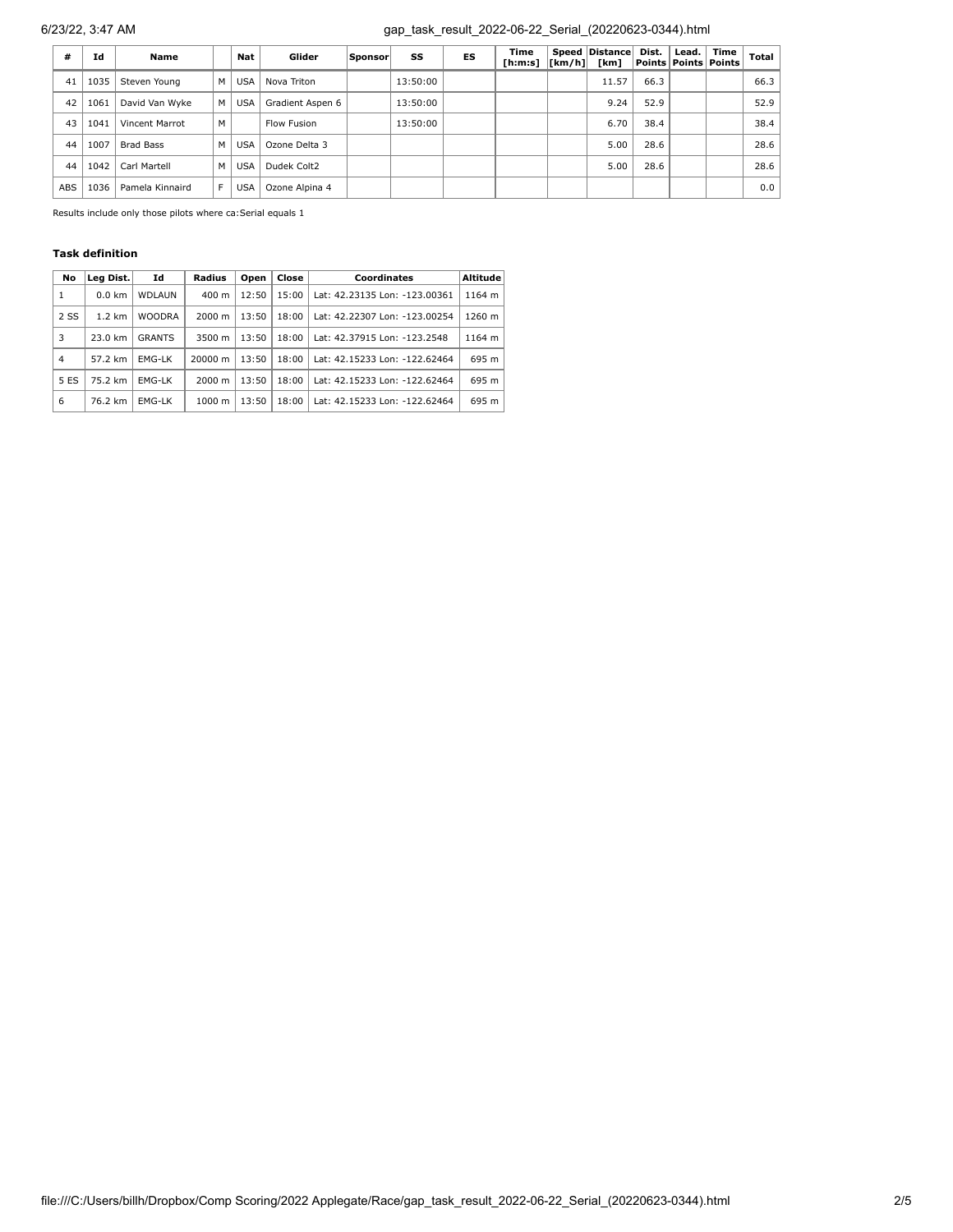| # | Id | Name | | Nat | Glider | Sponsor | SS | ES | Time [h:m:s] | Speed [km/h] | Distance [km] | Dist. Points | Lead. Points | Time Points | Total |
|---|---|---|---|---|---|---|---|---|---|---|---|---|---|---|---|
| 41 | 1035 | Steven Young | M | USA | Nova Triton | | 13:50:00 | | | | 11.57 | 66.3 | | | 66.3 |
| 42 | 1061 | David Van Wyke | M | USA | Gradient Aspen 6 | | 13:50:00 | | | | 9.24 | 52.9 | | | 52.9 |
| 43 | 1041 | Vincent Marrot | M | | Flow Fusion | | 13:50:00 | | | | 6.70 | 38.4 | | | 38.4 |
| 44 | 1007 | Brad Bass | M | USA | Ozone Delta 3 | | | | | | 5.00 | 28.6 | | | 28.6 |
| 44 | 1042 | Carl Martell | M | USA | Dudek Colt2 | | | | | | 5.00 | 28.6 | | | 28.6 |
| ABS | 1036 | Pamela Kinnaird | F | USA | Ozone Alpina 4 | | | | | | | | | | 0.0 |

Results include only those pilots where ca:Serial equals 1

**Task definition**

| No | Leg Dist. | Id | Radius | Open | Close | Coordinates | Altitude |
|---|---|---|---|---|---|---|---|
| 1 | 0.0 km | WDLAUN | 400 m | 12:50 | 15:00 | Lat: 42.23135 Lon: -123.00361 | 1164 m |
| 2 SS | 1.2 km | WOODRA | 2000 m | 13:50 | 18:00 | Lat: 42.22307 Lon: -123.00254 | 1260 m |
| 3 | 23.0 km | GRANTS | 3500 m | 13:50 | 18:00 | Lat: 42.37915 Lon: -123.2548 | 1164 m |
| 4 | 57.2 km | EMG-LK | 20000 m | 13:50 | 18:00 | Lat: 42.15233 Lon: -122.62464 | 695 m |
| 5 ES | 75.2 km | EMG-LK | 2000 m | 13:50 | 18:00 | Lat: 42.15233 Lon: -122.62464 | 695 m |
| 6 | 76.2 km | EMG-LK | 1000 m | 13:50 | 18:00 | Lat: 42.15233 Lon: -122.62464 | 695 m |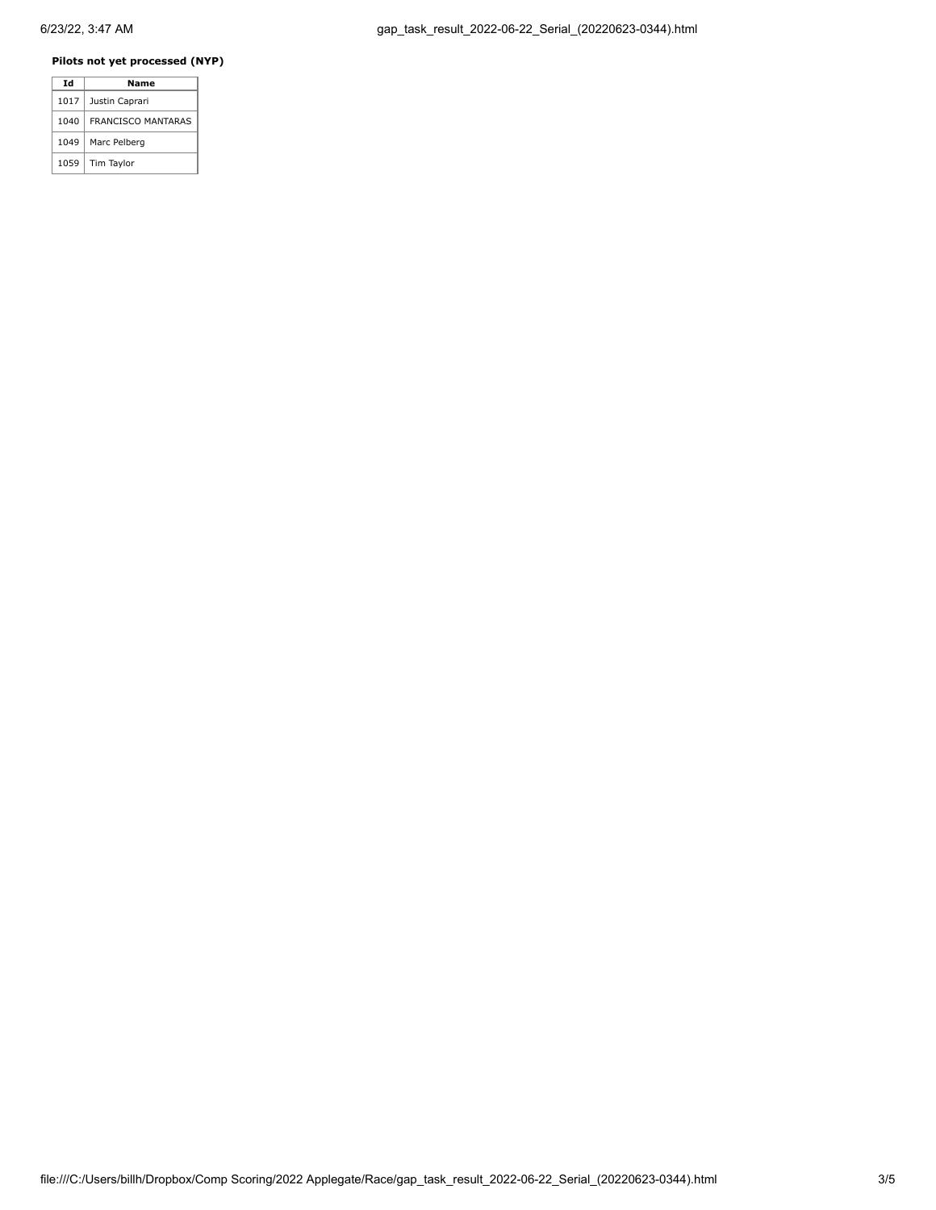**Pilots not yet processed (NYP)**

| Id | Name |
|---|---|
| 1017 | Justin Caprari |
| 1040 | FRANCISCO MANTARAS |
| 1049 | Marc Pelberg |
| 1059 | Tim Taylor |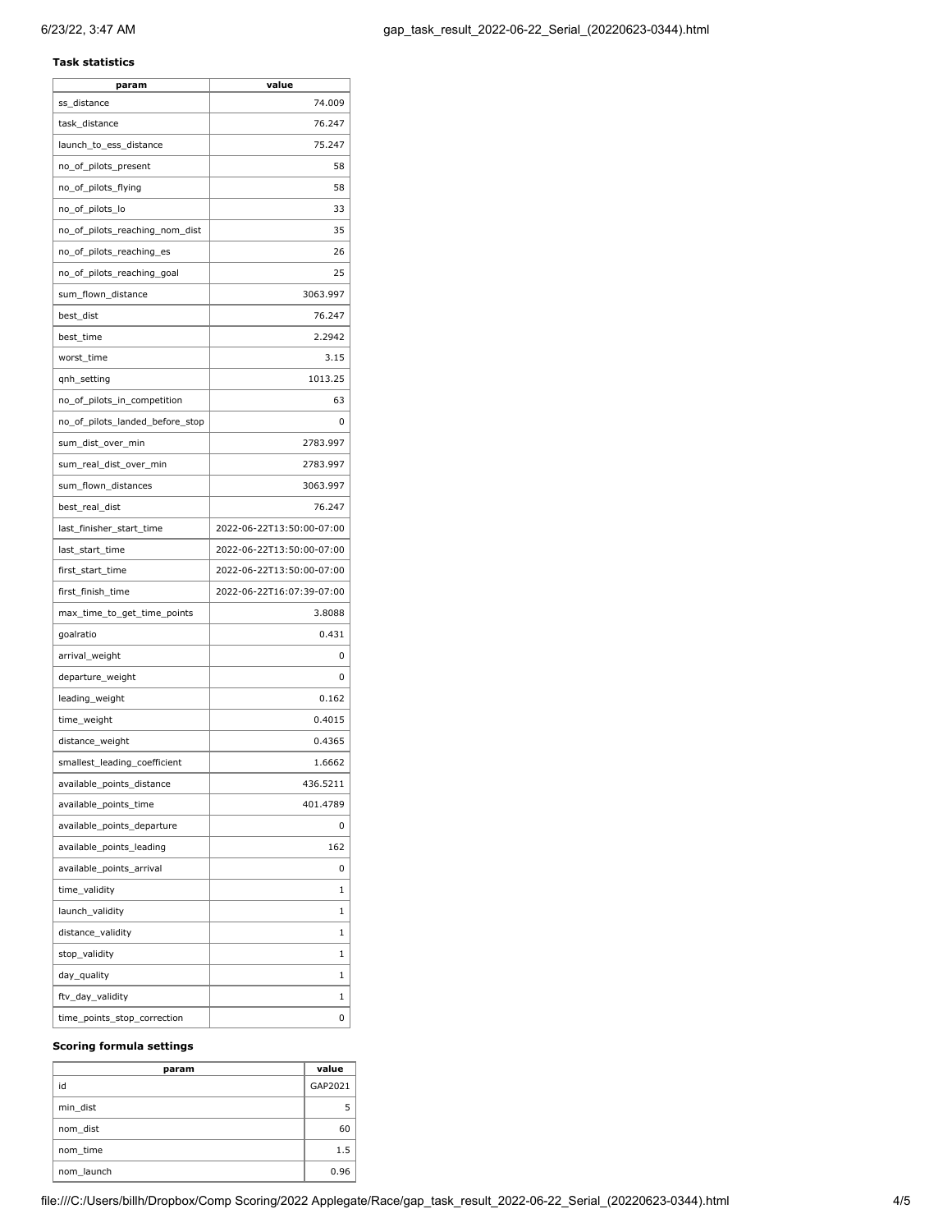**Task statistics**

| param | value |
|---|---|
| ss_distance | 74.009 |
| task_distance | 76.247 |
| launch_to_ess_distance | 75.247 |
| no_of_pilots_present | 58 |
| no_of_pilots_flying | 58 |
| no_of_pilots_lo | 33 |
| no_of_pilots_reaching_nom_dist | 35 |
| no_of_pilots_reaching_es | 26 |
| no_of_pilots_reaching_goal | 25 |
| sum_flown_distance | 3063.997 |
| best_dist | 76.247 |
| best_time | 2.2942 |
| worst_time | 3.15 |
| qnh_setting | 1013.25 |
| no_of_pilots_in_competition | 63 |
| no_of_pilots_landed_before_stop | 0 |
| sum_dist_over_min | 2783.997 |
| sum_real_dist_over_min | 2783.997 |
| sum_flown_distances | 3063.997 |
| best_real_dist | 76.247 |
| last_finisher_start_time | 2022-06-22T13:50:00-07:00 |
| last_start_time | 2022-06-22T13:50:00-07:00 |
| first_start_time | 2022-06-22T13:50:00-07:00 |
| first_finish_time | 2022-06-22T16:07:39-07:00 |
| max_time_to_get_time_points | 3.8088 |
| goalratio | 0.431 |
| arrival_weight | 0 |
| departure_weight | 0 |
| leading_weight | 0.162 |
| time_weight | 0.4015 |
| distance_weight | 0.4365 |
| smallest_leading_coefficient | 1.6662 |
| available_points_distance | 436.5211 |
| available_points_time | 401.4789 |
| available_points_departure | 0 |
| available_points_leading | 162 |
| available_points_arrival | 0 |
| time_validity | 1 |
| launch_validity | 1 |
| distance_validity | 1 |
| stop_validity | 1 |
| day_quality | 1 |
| ftv_day_validity | 1 |
| time_points_stop_correction | 0 |

**Scoring formula settings**

| param | value |
|---|---|
| id | GAP2021 |
| min_dist | 5 |
| nom_dist | 60 |
| nom_time | 1.5 |
| nom_launch | 0.96 |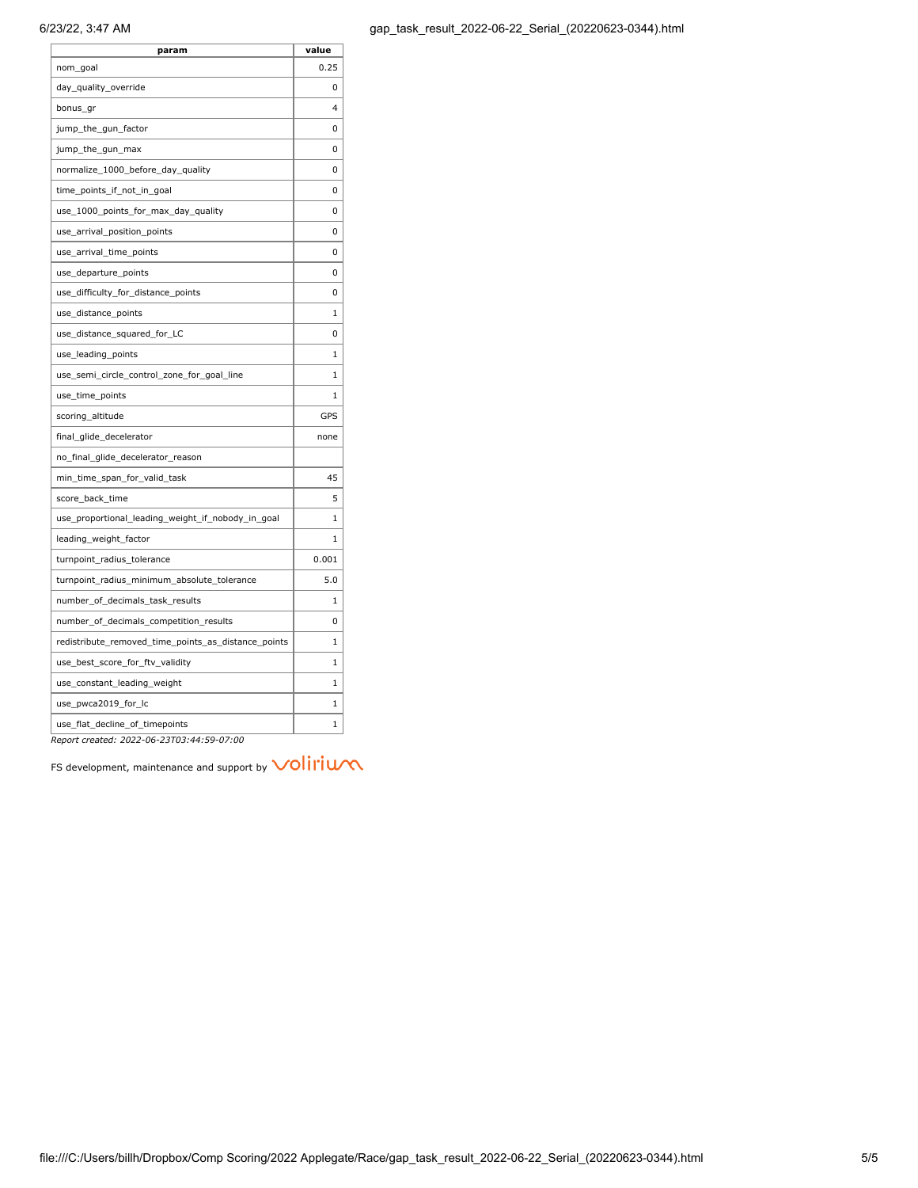| param | value |
|---|---|
| nom_goal | 0.25 |
| day_quality_override | 0 |
| bonus_gr | 4 |
| jump_the_gun_factor | 0 |
| jump_the_gun_max | 0 |
| normalize_1000_before_day_quality | 0 |
| time_points_if_not_in_goal | 0 |
| use_1000_points_for_max_day_quality | 0 |
| use_arrival_position_points | 0 |
| use_arrival_time_points | 0 |
| use_departure_points | 0 |
| use_difficulty_for_distance_points | 0 |
| use_distance_points | 1 |
| use_distance_squared_for_LC | 0 |
| use_leading_points | 1 |
| use_semi_circle_control_zone_for_goal_line | 1 |
| use_time_points | 1 |
| scoring_altitude | GPS |
| final_glide_decelerator | none |
| no_final_glide_decelerator_reason | |
| min_time_span_for_valid_task | 45 |
| score_back_time | 5 |
| use_proportional_leading_weight_if_nobody_in_goal | 1 |
| leading_weight_factor | 1 |
| turnpoint_radius_tolerance | 0.001 |
| turnpoint_radius_minimum_absolute_tolerance | 5.0 |
| number_of_decimals_task_results | 1 |
| number_of_decimals_competition_results | 0 |
| redistribute_removed_time_points_as_distance_points | 1 |
| use_best_score_for_ftv_validity | 1 |
| use_constant_leading_weight | 1 |
| use_pwca2019_for_lc | 1 |
| use_flat_decline_of_timepoints | 1 |

*Report created: 2022-06-23T03:44:59-07:00*

FS development, maintenance and support by volirium